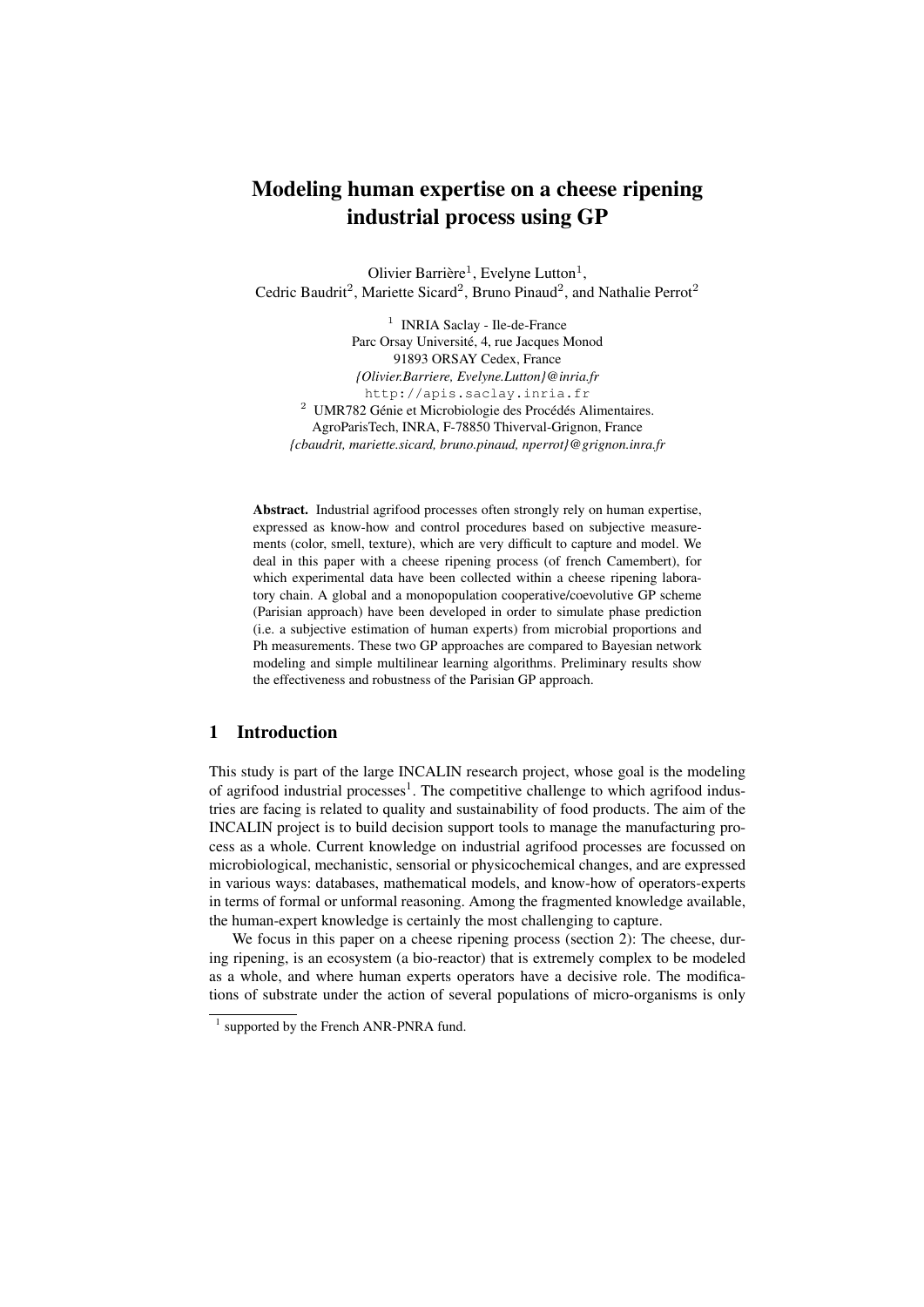# Modeling human expertise on a cheese ripening industrial process using GP

Olivier Barrière[1], Evelyne Lutton[1],
Cedric Baudrit[2], Mariette Sicard[2], Bruno Pinaud[2], and Nathalie Perrot[2]

[1] INRIA Saclay - Ile-de-France
Parc Orsay Université, 4, rue Jacques Monod
91893 ORSAY Cedex, France
*{Olivier.Barriere, Evelyne.Lutton}@inria.fr*
http://apis.saclay.inria.fr

[2] UMR782 Génie et Microbiologie des Procédés Alimentaires.
AgroParisTech, INRA, F-78850 Thiverval-Grignon, France
*{cbaudrit, mariette.sicard, bruno.pinaud, nperrot}@grignon.inra.fr*

**Abstract.** Industrial agrifood processes often strongly rely on human expertise, expressed as know-how and control procedures based on subjective measurements (color, smell, texture), which are very difficult to capture and model. We deal in this paper with a cheese ripening process (of french Camembert), for which experimental data have been collected within a cheese ripening laboratory chain. A global and a monopopulation cooperative/coevolutive GP scheme (Parisian approach) have been developed in order to simulate phase prediction (i.e. a subjective estimation of human experts) from microbial proportions and Ph measurements. These two GP approaches are compared to Bayesian network modeling and simple multilinear learning algorithms. Preliminary results show the effectiveness and robustness of the Parisian GP approach.

## 1 Introduction

This study is part of the large INCALIN research project, whose goal is the modeling of agrifood industrial processes[1]. The competitive challenge to which agrifood industries are facing is related to quality and sustainability of food products. The aim of the INCALIN project is to build decision support tools to manage the manufacturing process as a whole. Current knowledge on industrial agrifood processes are focussed on microbiological, mechanistic, sensorial or physicochemical changes, and are expressed in various ways: databases, mathematical models, and know-how of operators-experts in terms of formal or unformal reasoning. Among the fragmented knowledge available, the human-expert knowledge is certainly the most challenging to capture.

We focus in this paper on a cheese ripening process (section 2): The cheese, during ripening, is an ecosystem (a bio-reactor) that is extremely complex to be modeled as a whole, and where human experts operators have a decisive role. The modifications of substrate under the action of several populations of micro-organisms is only

[1] supported by the French ANR-PNRA fund.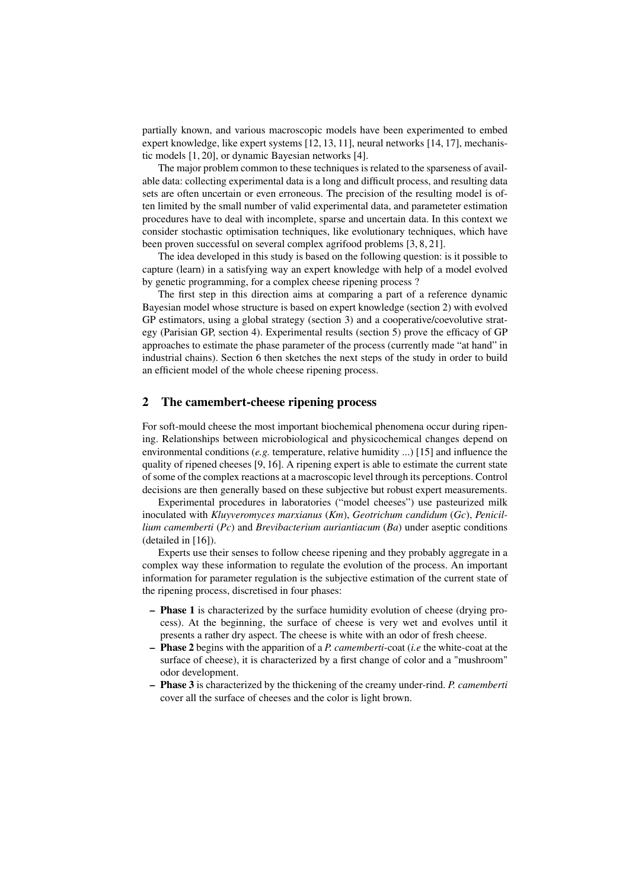partially known, and various macroscopic models have been experimented to embed expert knowledge, like expert systems [12, 13, 11], neural networks [14, 17], mechanistic models [1, 20], or dynamic Bayesian networks [4].

The major problem common to these techniques is related to the sparseness of available data: collecting experimental data is a long and difficult process, and resulting data sets are often uncertain or even erroneous. The precision of the resulting model is often limited by the small number of valid experimental data, and parameteter estimation procedures have to deal with incomplete, sparse and uncertain data. In this context we consider stochastic optimisation techniques, like evolutionary techniques, which have been proven successful on several complex agrifood problems [3, 8, 21].

The idea developed in this study is based on the following question: is it possible to capture (learn) in a satisfying way an expert knowledge with help of a model evolved by genetic programming, for a complex cheese ripening process ?

The first step in this direction aims at comparing a part of a reference dynamic Bayesian model whose structure is based on expert knowledge (section 2) with evolved GP estimators, using a global strategy (section 3) and a cooperative/coevolutive strategy (Parisian GP, section 4). Experimental results (section 5) prove the efficacy of GP approaches to estimate the phase parameter of the process (currently made "at hand" in industrial chains). Section 6 then sketches the next steps of the study in order to build an efficient model of the whole cheese ripening process.

## 2 The camembert-cheese ripening process

For soft-mould cheese the most important biochemical phenomena occur during ripening. Relationships between microbiological and physicochemical changes depend on environmental conditions (*e.g.* temperature, relative humidity ...) [15] and influence the quality of ripened cheeses [9, 16]. A ripening expert is able to estimate the current state of some of the complex reactions at a macroscopic level through its perceptions. Control decisions are then generally based on these subjective but robust expert measurements.

Experimental procedures in laboratories ("model cheeses") use pasteurized milk inoculated with *Kluyveromyces marxianus* (*Km*), *Geotrichum candidum* (*Gc*), *Penicillium camemberti* (*Pc*) and *Brevibacterium auriantiacum* (*Ba*) under aseptic conditions (detailed in [16]).

Experts use their senses to follow cheese ripening and they probably aggregate in a complex way these information to regulate the evolution of the process. An important information for parameter regulation is the subjective estimation of the current state of the ripening process, discretised in four phases:

- **Phase 1** is characterized by the surface humidity evolution of cheese (drying process). At the beginning, the surface of cheese is very wet and evolves until it presents a rather dry aspect. The cheese is white with an odor of fresh cheese.
- **Phase 2** begins with the apparition of a *P. camemberti*-coat (*i.e* the white-coat at the surface of cheese), it is characterized by a first change of color and a "mushroom" odor development.
- **Phase 3** is characterized by the thickening of the creamy under-rind. *P. camemberti* cover all the surface of cheeses and the color is light brown.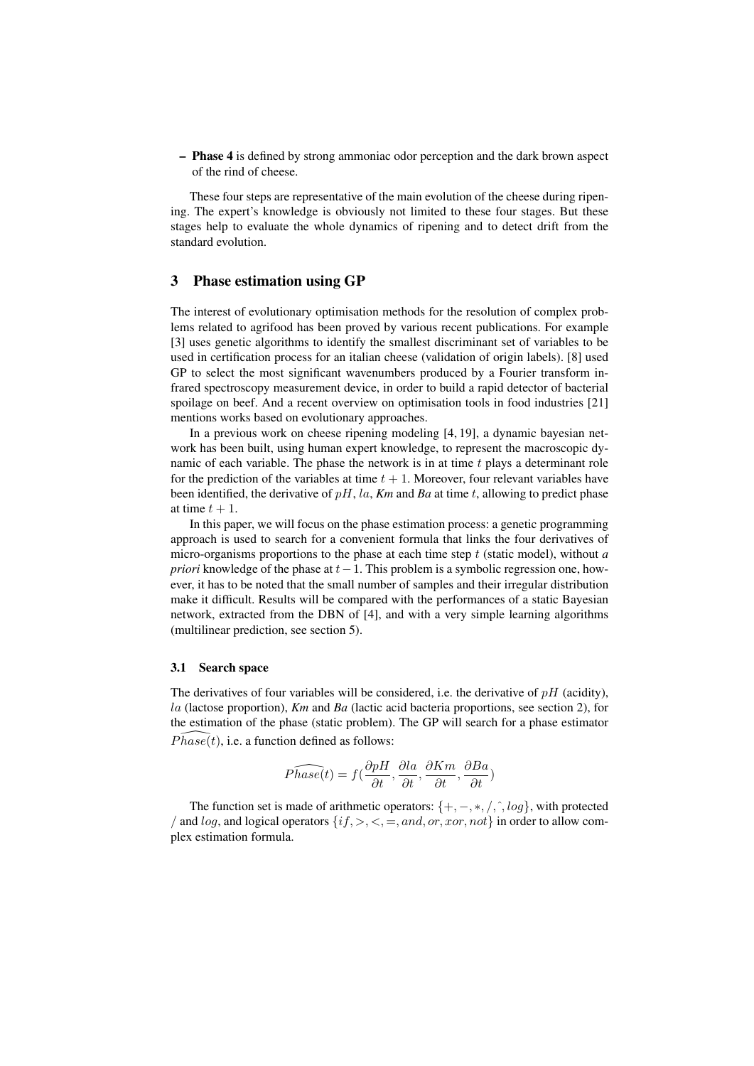- **Phase 4** is defined by strong ammoniac odor perception and the dark brown aspect of the rind of cheese.

These four steps are representative of the main evolution of the cheese during ripening. The expert's knowledge is obviously not limited to these four stages. But these stages help to evaluate the whole dynamics of ripening and to detect drift from the standard evolution.

## 3 Phase estimation using GP

The interest of evolutionary optimisation methods for the resolution of complex problems related to agrifood has been proved by various recent publications. For example [3] uses genetic algorithms to identify the smallest discriminant set of variables to be used in certification process for an italian cheese (validation of origin labels). [8] used GP to select the most significant wavenumbers produced by a Fourier transform infrared spectroscopy measurement device, in order to build a rapid detector of bacterial spoilage on beef. And a recent overview on optimisation tools in food industries [21] mentions works based on evolutionary approaches.

In a previous work on cheese ripening modeling [4, 19], a dynamic bayesian network has been built, using human expert knowledge, to represent the macroscopic dynamic of each variable. The phase the network is in at time $t$ plays a determinant role for the prediction of the variables at time $t+1$. Moreover, four relevant variables have been identified, the derivative of $pH$, $la$, *Km* and *Ba* at time $t$, allowing to predict phase at time $t+1$.

In this paper, we will focus on the phase estimation process: a genetic programming approach is used to search for a convenient formula that links the four derivatives of micro-organisms proportions to the phase at each time step $t$ (static model), without *a priori* knowledge of the phase at $t-1$. This problem is a symbolic regression one, however, it has to be noted that the small number of samples and their irregular distribution make it difficult. Results will be compared with the performances of a static Bayesian network, extracted from the DBN of [4], and with a very simple learning algorithms (multilinear prediction, see section 5).

### 3.1 Search space

The derivatives of four variables will be considered, i.e. the derivative of $pH$ (acidity), $la$ (lactose proportion), *Km* and *Ba* (lactic acid bacteria proportions, see section 2), for the estimation of the phase (static problem). The GP will search for a phase estimator $\widehat{Phase}(t)$, i.e. a function defined as follows:

$$\widehat{Phase}(t) = f\left(\frac{\partial pH}{\partial t}, \frac{\partial la}{\partial t}, \frac{\partial Km}{\partial t}, \frac{\partial Ba}{\partial t}\right)$$

The function set is made of arithmetic operators: $\{+, -, *, /, \hat{}, log\}$, with protected $/$ and $log$, and logical operators $\{if, >, <, =, and, or, xor, not\}$ in order to allow complex estimation formula.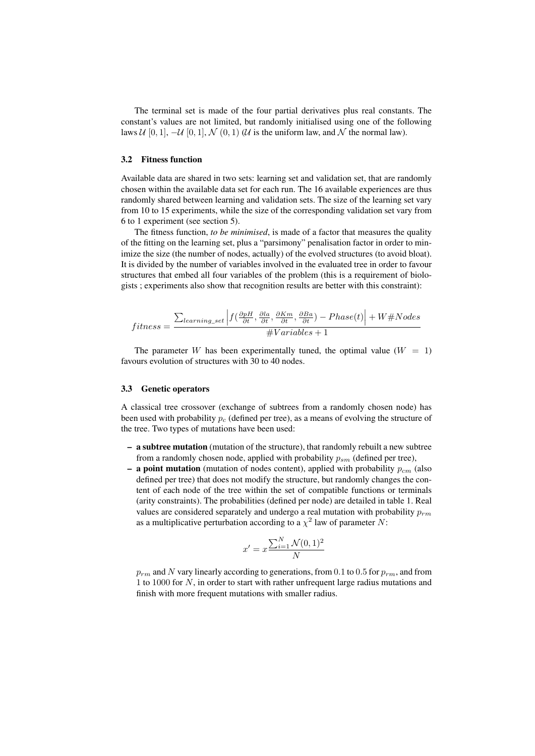The terminal set is made of the four partial derivatives plus real constants. The constant's values are not limited, but randomly initialised using one of the following laws $\mathcal{U}\,[0,1]$, $-\mathcal{U}\,[0,1]$, $\mathcal{N}\,(0,1)$ ($\mathcal{U}$ is the uniform law, and $\mathcal{N}$ the normal law).

### 3.2 Fitness function

Available data are shared in two sets: learning set and validation set, that are randomly chosen within the available data set for each run. The 16 available experiences are thus randomly shared between learning and validation sets. The size of the learning set vary from 10 to 15 experiments, while the size of the corresponding validation set vary from 6 to 1 experiment (see section 5).

The fitness function, *to be minimised*, is made of a factor that measures the quality of the fitting on the learning set, plus a "parsimony" penalisation factor in order to minimize the size (the number of nodes, actually) of the evolved structures (to avoid bloat). It is divided by the number of variables involved in the evaluated tree in order to favour structures that embed all four variables of the problem (this is a requirement of biologists ; experiments also show that recognition results are better with this constraint):

$$fitness = \frac{\sum_{learning\_set} \left| f(\frac{\partial pH}{\partial t}, \frac{\partial la}{\partial t}, \frac{\partial Km}{\partial t}, \frac{\partial Ba}{\partial t}) - Phase(t) \right| + W\#Nodes}{\#Variables + 1}$$

The parameter $W$ has been experimentally tuned, the optimal value ($W = 1$) favours evolution of structures with 30 to 40 nodes.

### 3.3 Genetic operators

A classical tree crossover (exchange of subtrees from a randomly chosen node) has been used with probability $p_c$ (defined per tree), as a means of evolving the structure of the tree. Two types of mutations have been used:

- **a subtree mutation** (mutation of the structure), that randomly rebuilt a new subtree from a randomly chosen node, applied with probability $p_{sm}$ (defined per tree),
- **a point mutation** (mutation of nodes content), applied with probability $p_{cm}$ (also defined per tree) that does not modify the structure, but randomly changes the content of each node of the tree within the set of compatible functions or terminals (arity constraints). The probabilities (defined per node) are detailed in table 1. Real values are considered separately and undergo a real mutation with probability $p_{rm}$ as a multiplicative perturbation according to a $\chi^2$ law of parameter $N$:

$$x' = x \frac{\sum_{i=1}^{N} \mathcal{N}(0,1)^2}{N}$$

$p_{rm}$ and $N$ vary linearly according to generations, from $0.1$ to $0.5$ for $p_{rm}$, and from 1 to 1000 for $N$, in order to start with rather unfrequent large radius mutations and finish with more frequent mutations with smaller radius.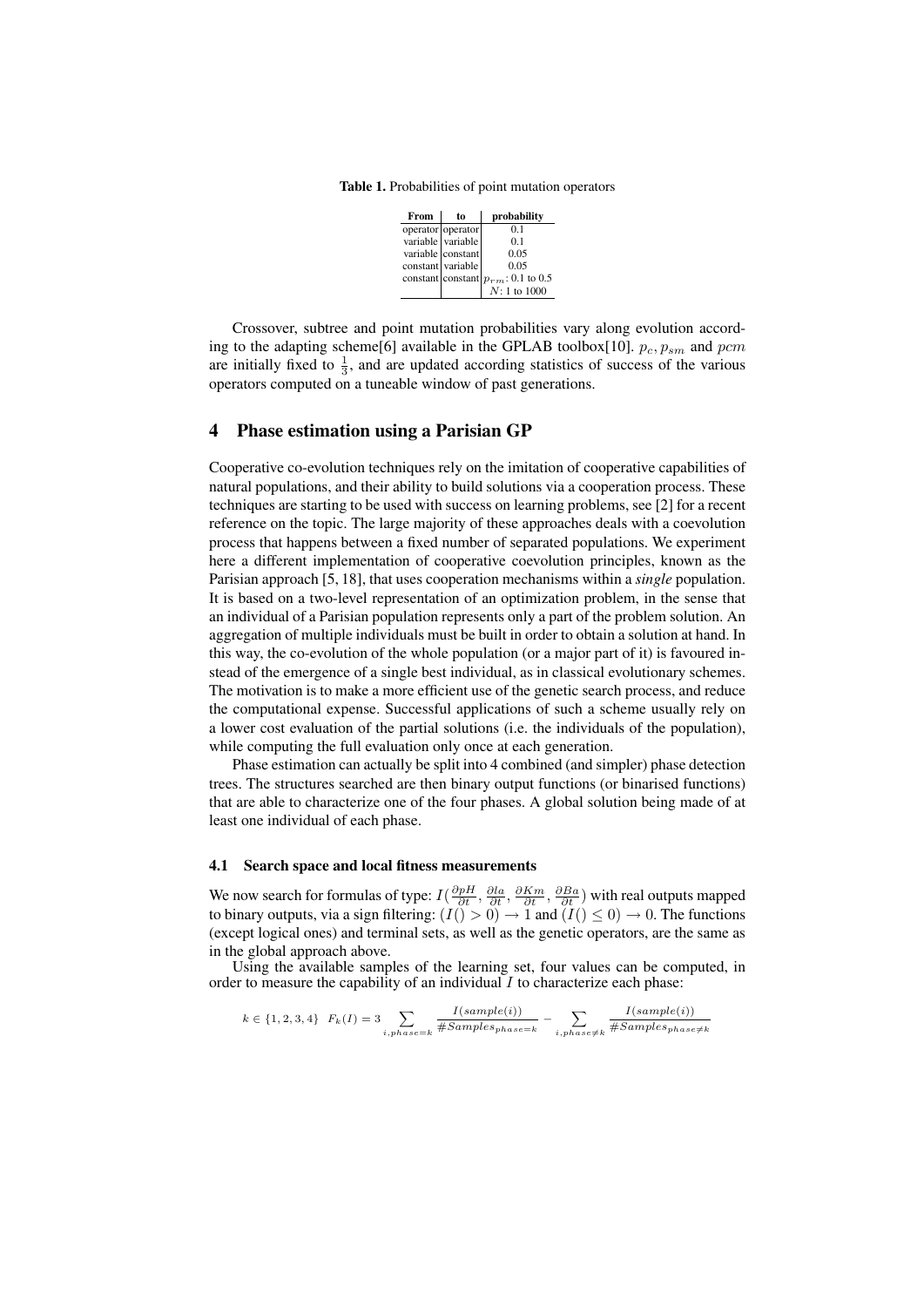**Table 1.** Probabilities of point mutation operators

| From | to | probability |
|---|---|---|
| operator | operator | 0.1 |
| variable | variable | 0.1 |
| variable | constant | 0.05 |
| constant | variable | 0.05 |
| constant | constant | $p_{rm}$: 0.1 to 0.5 |
| | | $N$: 1 to 1000 |

Crossover, subtree and point mutation probabilities vary along evolution according to the adapting scheme[6] available in the GPLAB toolbox[10]. $p_c, p_{sm}$ and $pcm$ are initially fixed to $\frac{1}{3}$, and are updated according statistics of success of the various operators computed on a tuneable window of past generations.

## 4 Phase estimation using a Parisian GP

Cooperative co-evolution techniques rely on the imitation of cooperative capabilities of natural populations, and their ability to build solutions via a cooperation process. These techniques are starting to be used with success on learning problems, see [2] for a recent reference on the topic. The large majority of these approaches deals with a coevolution process that happens between a fixed number of separated populations. We experiment here a different implementation of cooperative coevolution principles, known as the Parisian approach [5, 18], that uses cooperation mechanisms within a *single* population. It is based on a two-level representation of an optimization problem, in the sense that an individual of a Parisian population represents only a part of the problem solution. An aggregation of multiple individuals must be built in order to obtain a solution at hand. In this way, the co-evolution of the whole population (or a major part of it) is favoured instead of the emergence of a single best individual, as in classical evolutionary schemes. The motivation is to make a more efficient use of the genetic search process, and reduce the computational expense. Successful applications of such a scheme usually rely on a lower cost evaluation of the partial solutions (i.e. the individuals of the population), while computing the full evaluation only once at each generation.

Phase estimation can actually be split into 4 combined (and simpler) phase detection trees. The structures searched are then binary output functions (or binarised functions) that are able to characterize one of the four phases. A global solution being made of at least one individual of each phase.

### 4.1 Search space and local fitness measurements

We now search for formulas of type: $I(\frac{\partial pH}{\partial t}, \frac{\partial la}{\partial t}, \frac{\partial Km}{\partial t}, \frac{\partial Ba}{\partial t})$ with real outputs mapped to binary outputs, via a sign filtering: $(I() > 0) \rightarrow 1$ and $(I() \leq 0) \rightarrow 0$. The functions (except logical ones) and terminal sets, as well as the genetic operators, are the same as in the global approach above.

Using the available samples of the learning set, four values can be computed, in order to measure the capability of an individual $I$ to characterize each phase:

$$k \in \{1, 2, 3, 4\} \quad F_k(I) = 3 \sum_{i, phase=k} \frac{I(sample(i))}{\#Samples_{phase=k}} - \sum_{i, phase \neq k} \frac{I(sample(i))}{\#Samples_{phase \neq k}}$$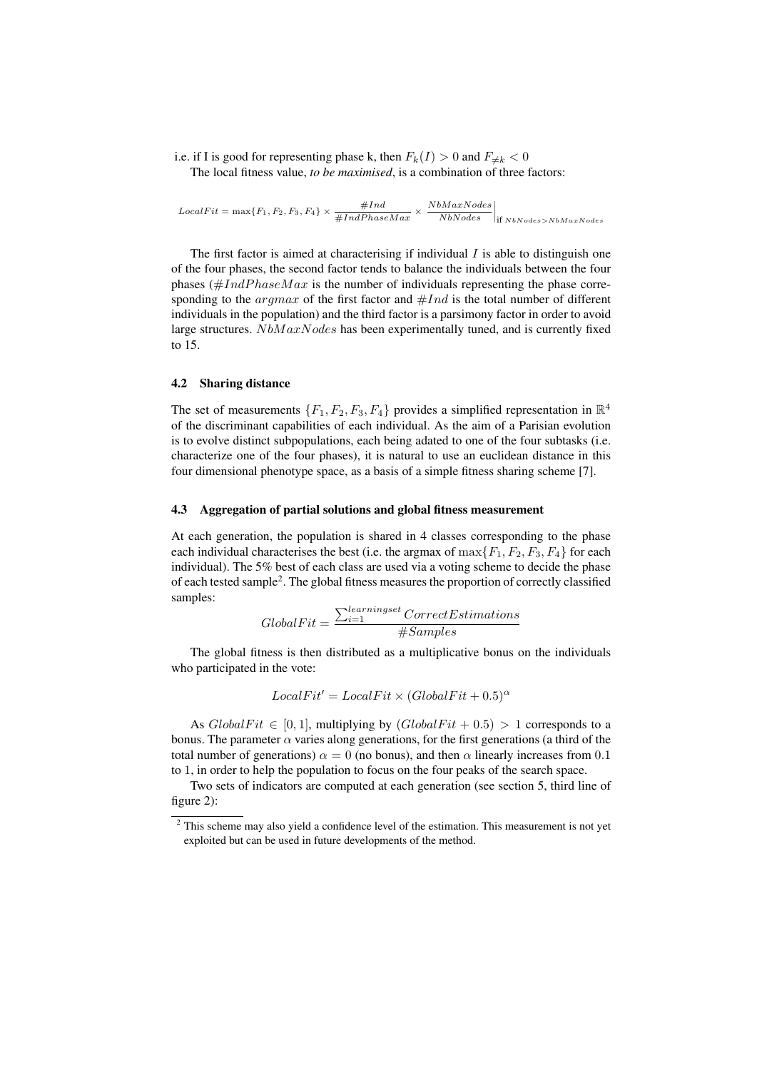i.e. if I is good for representing phase k, then $F_k(I) > 0$ and $F_{\neq k} < 0$

The local fitness value, *to be maximised*, is a combination of three factors:

$$LocalFit = \max\{F_1, F_2, F_3, F_4\} \times \frac{\#Ind}{\#IndPhaseMax} \times \left.\frac{NbMaxNodes}{NbNodes}\right|_{\text{if } NbNodes > NbMaxNodes}$$

The first factor is aimed at characterising if individual $I$ is able to distinguish one of the four phases, the second factor tends to balance the individuals between the four phases ($\#IndPhaseMax$ is the number of individuals representing the phase corresponding to the $argmax$ of the first factor and $\#Ind$ is the total number of different individuals in the population) and the third factor is a parsimony factor in order to avoid large structures. $NbMaxNodes$ has been experimentally tuned, and is currently fixed to 15.

### 4.2 Sharing distance

The set of measurements $\{F_1, F_2, F_3, F_4\}$ provides a simplified representation in $\mathbb{R}^4$ of the discriminant capabilities of each individual. As the aim of a Parisian evolution is to evolve distinct subpopulations, each being adated to one of the four subtasks (i.e. characterize one of the four phases), it is natural to use an euclidean distance in this four dimensional phenotype space, as a basis of a simple fitness sharing scheme [7].

### 4.3 Aggregation of partial solutions and global fitness measurement

At each generation, the population is shared in 4 classes corresponding to the phase each individual characterises the best (i.e. the argmax of $\max\{F_1, F_2, F_3, F_4\}$ for each individual). The 5% best of each class are used via a voting scheme to decide the phase of each tested sample[2]. The global fitness measures the proportion of correctly classified samples:

$$GlobalFit = \frac{\sum_{i=1}^{learningset} CorrectEstimations}{\#Samples}$$

The global fitness is then distributed as a multiplicative bonus on the individuals who participated in the vote:

$$LocalFit' = LocalFit \times (GlobalFit + 0.5)^{\alpha}$$

As $GlobalFit \in [0, 1]$, multiplying by $(GlobalFit + 0.5) > 1$ corresponds to a bonus. The parameter $\alpha$ varies along generations, for the first generations (a third of the total number of generations) $\alpha = 0$ (no bonus), and then $\alpha$ linearly increases from $0.1$ to $1$, in order to help the population to focus on the four peaks of the search space.

Two sets of indicators are computed at each generation (see section 5, third line of figure 2):

[2] This scheme may also yield a confidence level of the estimation. This measurement is not yet exploited but can be used in future developments of the method.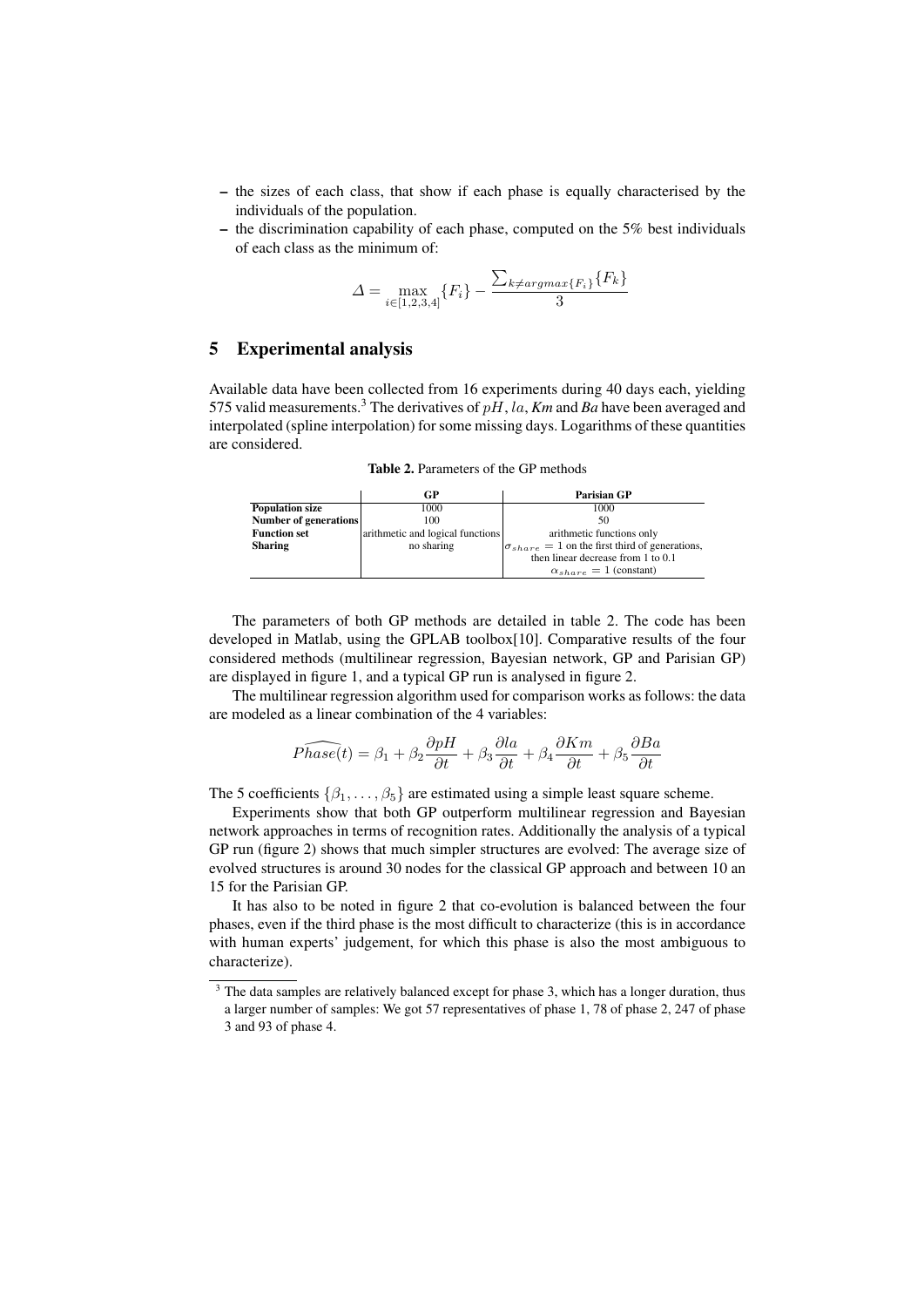– the sizes of each class, that show if each phase is equally characterised by the individuals of the population.
– the discrimination capability of each phase, computed on the 5% best individuals of each class as the minimum of:

$$\Delta = \max_{i \in [1,2,3,4]} \{F_i\} - \frac{\sum_{k \neq argmax\{F_i\}} \{F_k\}}{3}$$

## 5 Experimental analysis

Available data have been collected from 16 experiments during 40 days each, yielding 575 valid measurements.[3] The derivatives of $pH$, $la$, *Km* and *Ba* have been averaged and interpolated (spline interpolation) for some missing days. Logarithms of these quantities are considered.

**Table 2.** Parameters of the GP methods

| | **GP** | **Parisian GP** |
|---|---|---|
| **Population size** | 1000 | 1000 |
| **Number of generations** | 100 | 50 |
| **Function set** | arithmetic and logical functions | arithmetic functions only |
| **Sharing** | no sharing | $\sigma_{share} = 1$ on the first third of generations, then linear decrease from 1 to 0.1 $\alpha_{share} = 1$ (constant) |

The parameters of both GP methods are detailed in table 2. The code has been developed in Matlab, using the GPLAB toolbox[10]. Comparative results of the four considered methods (multilinear regression, Bayesian network, GP and Parisian GP) are displayed in figure 1, and a typical GP run is analysed in figure 2.

The multilinear regression algorithm used for comparison works as follows: the data are modeled as a linear combination of the 4 variables:

$$\widehat{Phase}(t) = \beta_1 + \beta_2 \frac{\partial pH}{\partial t} + \beta_3 \frac{\partial la}{\partial t} + \beta_4 \frac{\partial Km}{\partial t} + \beta_5 \frac{\partial Ba}{\partial t}$$

The 5 coefficients $\{\beta_1, \ldots, \beta_5\}$ are estimated using a simple least square scheme.

Experiments show that both GP outperform multilinear regression and Bayesian network approaches in terms of recognition rates. Additionally the analysis of a typical GP run (figure 2) shows that much simpler structures are evolved: The average size of evolved structures is around 30 nodes for the classical GP approach and between 10 an 15 for the Parisian GP.

It has also to be noted in figure 2 that co-evolution is balanced between the four phases, even if the third phase is the most difficult to characterize (this is in accordance with human experts' judgement, for which this phase is also the most ambiguous to characterize).

[3] The data samples are relatively balanced except for phase 3, which has a longer duration, thus a larger number of samples: We got 57 representatives of phase 1, 78 of phase 2, 247 of phase 3 and 93 of phase 4.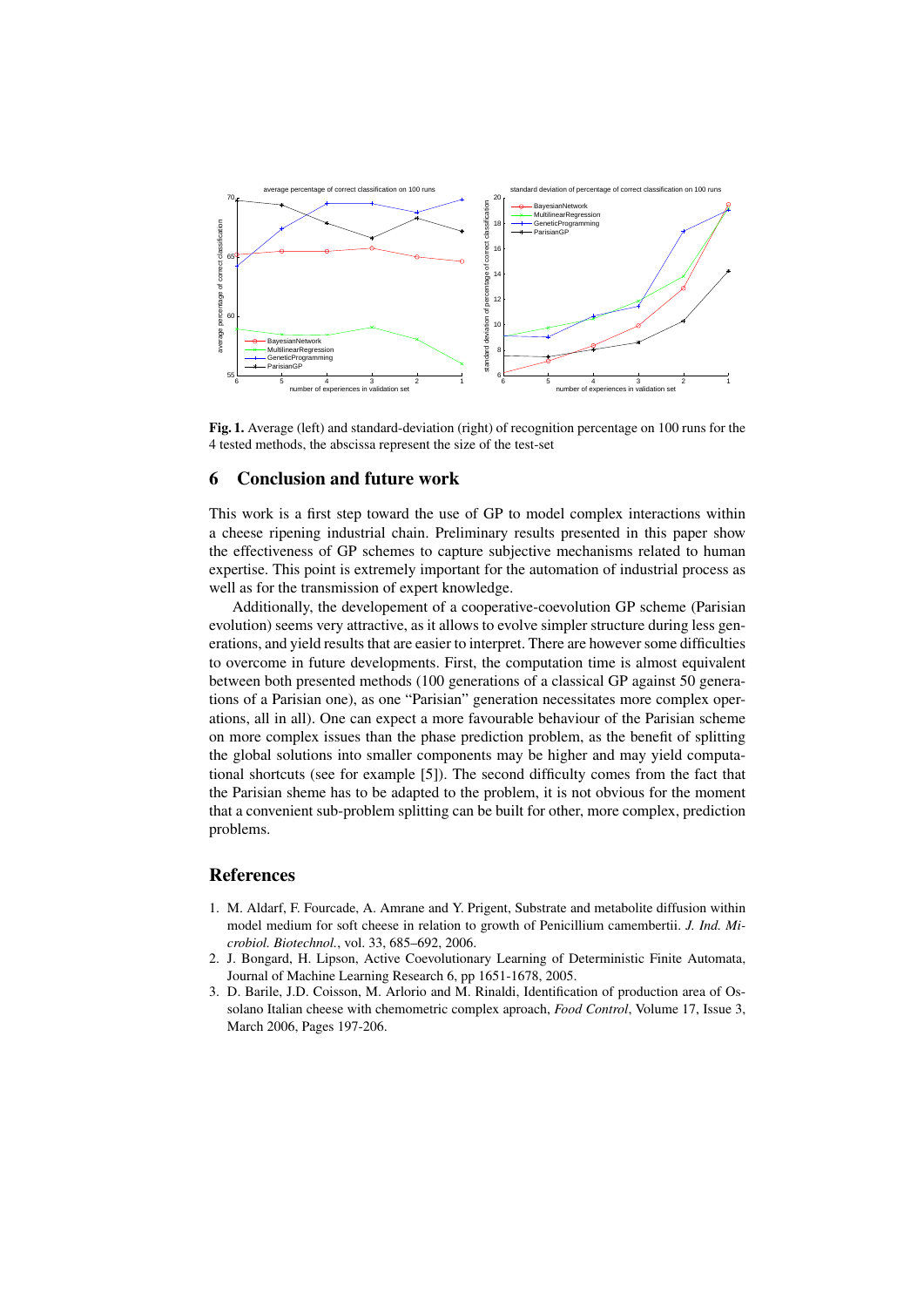**Fig. 1.** Average (left) and standard-deviation (right) of recognition percentage on 100 runs for the 4 tested methods, the abscissa represent the size of the test-set

## 6 Conclusion and future work

This work is a first step toward the use of GP to model complex interactions within a cheese ripening industrial chain. Preliminary results presented in this paper show the effectiveness of GP schemes to capture subjective mechanisms related to human expertise. This point is extremely important for the automation of industrial process as well as for the transmission of expert knowledge.

Additionally, the developement of a cooperative-coevolution GP scheme (Parisian evolution) seems very attractive, as it allows to evolve simpler structure during less generations, and yield results that are easier to interpret. There are however some difficulties to overcome in future developments. First, the computation time is almost equivalent between both presented methods (100 generations of a classical GP against 50 generations of a Parisian one), as one "Parisian" generation necessitates more complex operations, all in all). One can expect a more favourable behaviour of the Parisian scheme on more complex issues than the phase prediction problem, as the benefit of splitting the global solutions into smaller components may be higher and may yield computational shortcuts (see for example [5]). The second difficulty comes from the fact that the Parisian sheme has to be adapted to the problem, it is not obvious for the moment that a convenient sub-problem splitting can be built for other, more complex, prediction problems.

## References

1. M. Aldarf, F. Fourcade, A. Amrane and Y. Prigent, Substrate and metabolite diffusion within model medium for soft cheese in relation to growth of Penicillium camembertii. *J. Ind. Microbiol. Biotechnol.*, vol. 33, 685–692, 2006.
2. J. Bongard, H. Lipson, Active Coevolutionary Learning of Deterministic Finite Automata, Journal of Machine Learning Research 6, pp 1651-1678, 2005.
3. D. Barile, J.D. Coisson, M. Arlorio and M. Rinaldi, Identification of production area of Ossolano Italian cheese with chemometric complex aproach, *Food Control*, Volume 17, Issue 3, March 2006, Pages 197-206.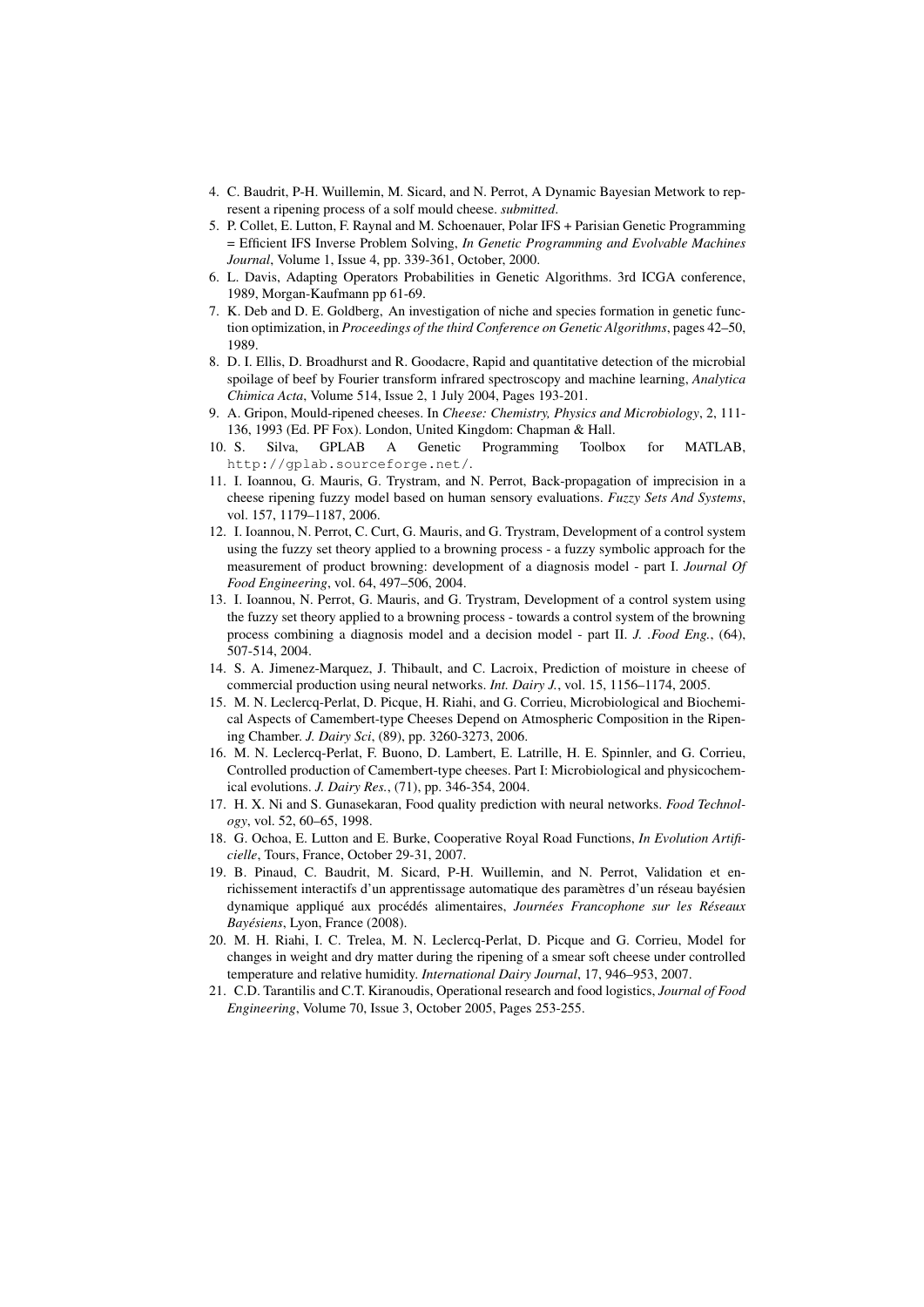4. C. Baudrit, P-H. Wuillemin, M. Sicard, and N. Perrot, A Dynamic Bayesian Metwork to represent a ripening process of a solf mould cheese. *submitted*.
5. P. Collet, E. Lutton, F. Raynal and M. Schoenauer, Polar IFS + Parisian Genetic Programming = Efficient IFS Inverse Problem Solving, *In Genetic Programming and Evolvable Machines Journal*, Volume 1, Issue 4, pp. 339-361, October, 2000.
6. L. Davis, Adapting Operators Probabilities in Genetic Algorithms. 3rd ICGA conference, 1989, Morgan-Kaufmann pp 61-69.
7. K. Deb and D. E. Goldberg, An investigation of niche and species formation in genetic function optimization, in *Proceedings of the third Conference on Genetic Algorithms*, pages 42–50, 1989.
8. D. I. Ellis, D. Broadhurst and R. Goodacre, Rapid and quantitative detection of the microbial spoilage of beef by Fourier transform infrared spectroscopy and machine learning, *Analytica Chimica Acta*, Volume 514, Issue 2, 1 July 2004, Pages 193-201.
9. A. Gripon, Mould-ripened cheeses. In *Cheese: Chemistry, Physics and Microbiology*, 2, 111-136, 1993 (Ed. PF Fox). London, United Kingdom: Chapman & Hall.
10. S. Silva, GPLAB A Genetic Programming Toolbox for MATLAB, `http://gplab.sourceforge.net/`.
11. I. Ioannou, G. Mauris, G. Trystram, and N. Perrot, Back-propagation of imprecision in a cheese ripening fuzzy model based on human sensory evaluations. *Fuzzy Sets And Systems*, vol. 157, 1179–1187, 2006.
12. I. Ioannou, N. Perrot, C. Curt, G. Mauris, and G. Trystram, Development of a control system using the fuzzy set theory applied to a browning process - a fuzzy symbolic approach for the measurement of product browning: development of a diagnosis model - part I. *Journal Of Food Engineering*, vol. 64, 497–506, 2004.
13. I. Ioannou, N. Perrot, G. Mauris, and G. Trystram, Development of a control system using the fuzzy set theory applied to a browning process - towards a control system of the browning process combining a diagnosis model and a decision model - part II. *J. .Food Eng.*, (64), 507-514, 2004.
14. S. A. Jimenez-Marquez, J. Thibault, and C. Lacroix, Prediction of moisture in cheese of commercial production using neural networks. *Int. Dairy J.*, vol. 15, 1156–1174, 2005.
15. M. N. Leclercq-Perlat, D. Picque, H. Riahi, and G. Corrieu, Microbiological and Biochemical Aspects of Camembert-type Cheeses Depend on Atmospheric Composition in the Ripening Chamber. *J. Dairy Sci*, (89), pp. 3260-3273, 2006.
16. M. N. Leclercq-Perlat, F. Buono, D. Lambert, E. Latrille, H. E. Spinnler, and G. Corrieu, Controlled production of Camembert-type cheeses. Part I: Microbiological and physicochemical evolutions. *J. Dairy Res.*, (71), pp. 346-354, 2004.
17. H. X. Ni and S. Gunasekaran, Food quality prediction with neural networks. *Food Technology*, vol. 52, 60–65, 1998.
18. G. Ochoa, E. Lutton and E. Burke, Cooperative Royal Road Functions, *In Evolution Artificielle*, Tours, France, October 29-31, 2007.
19. B. Pinaud, C. Baudrit, M. Sicard, P-H. Wuillemin, and N. Perrot, Validation et enrichissement interactifs d'un apprentissage automatique des paramètres d'un réseau bayésien dynamique appliqué aux procédés alimentaires, *Journées Francophone sur les Réseaux Bayésiens*, Lyon, France (2008).
20. M. H. Riahi, I. C. Trelea, M. N. Leclercq-Perlat, D. Picque and G. Corrieu, Model for changes in weight and dry matter during the ripening of a smear soft cheese under controlled temperature and relative humidity. *International Dairy Journal*, 17, 946–953, 2007.
21. C.D. Tarantilis and C.T. Kiranoudis, Operational research and food logistics, *Journal of Food Engineering*, Volume 70, Issue 3, October 2005, Pages 253-255.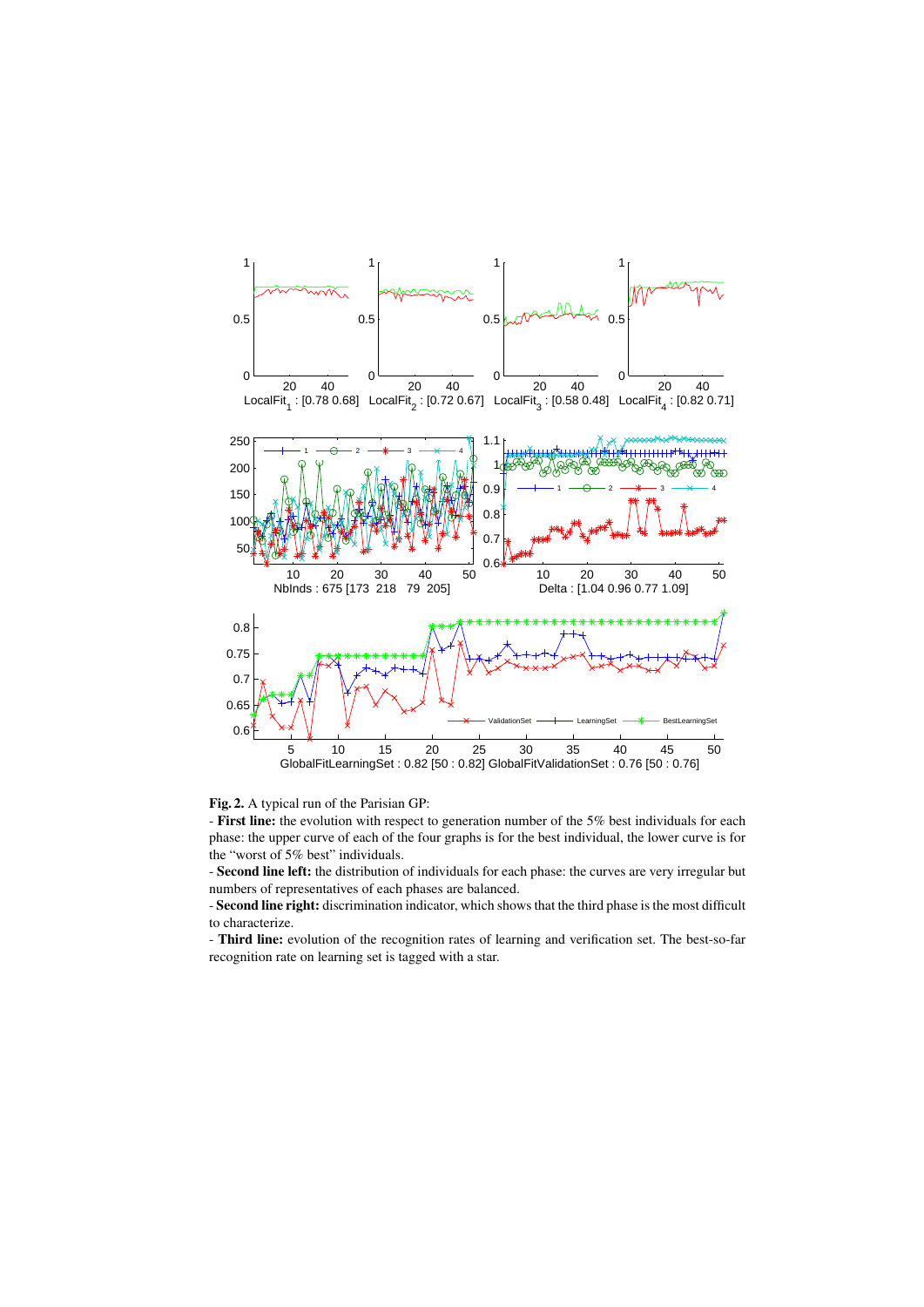1
0.5
0
20 40
$LocalFit_1$ : [0.78 0.68]

1
0.5
0
20 40
$LocalFit_2$ : [0.72 0.67]

1
0.5
0
20 40
$LocalFit_3$ : [0.58 0.48]

1
0.5
0
20 40
$LocalFit_4$ : [0.82 0.71]

250
200
150
100
50
10 20 30 40 50
1 2 3 4
NbInds : 675 [173 218 79 205]

1.1
1
0.9
0.8
0.7
0.6
10 20 30 40 50
1 2 3 4
Delta : [1.04 0.96 0.77 1.09]

0.8
0.75
0.7
0.65
0.6
5 10 15 20 25 30 35 40 45 50
ValidationSet LearningSet BestLearningSet
GlobalFitLearningSet : 0.82 [50 : 0.82] GlobalFitValidationSet : 0.76 [50 : 0.76]

**Fig. 2.** A typical run of the Parisian GP:

- **First line:** the evolution with respect to generation number of the 5% best individuals for each phase: the upper curve of each of the four graphs is for the best individual, the lower curve is for the "worst of 5% best" individuals.
- **Second line left:** the distribution of individuals for each phase: the curves are very irregular but numbers of representatives of each phases are balanced.
- **Second line right:** discrimination indicator, which shows that the third phase is the most difficult to characterize.
- **Third line:** evolution of the recognition rates of learning and verification set. The best-so-far recognition rate on learning set is tagged with a star.